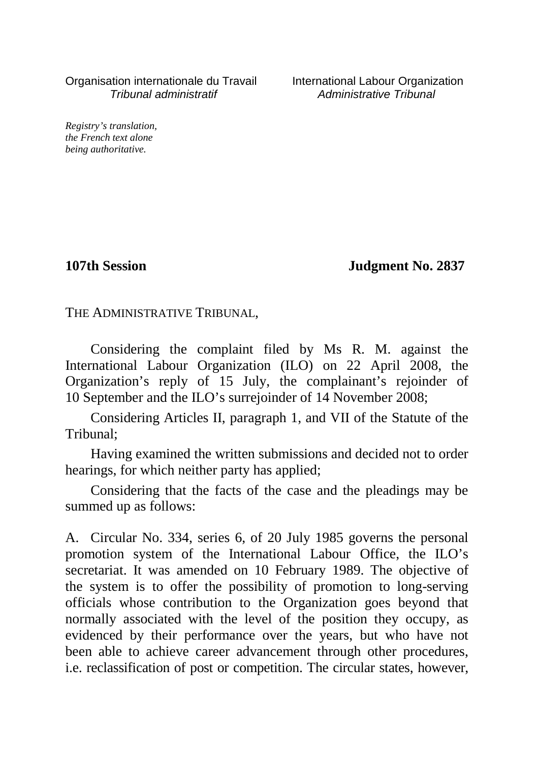Organisation internationale du Travail *Tribunal administratif*

International Labour Organization *Administrative Tribunal*

*Registry's translation, the French text alone being authoritative.*

**107th Session** **Judgment No. 2837**

THE ADMINISTRATIVE TRIBUNAL,

Considering the complaint filed by Ms R. M. against the International Labour Organization (ILO) on 22 April 2008, the Organization's reply of 15 July, the complainant's rejoinder of 10 September and the ILO's surrejoinder of 14 November 2008;

Considering Articles II, paragraph 1, and VII of the Statute of the Tribunal;

Having examined the written submissions and decided not to order hearings, for which neither party has applied;

Considering that the facts of the case and the pleadings may be summed up as follows:

A. Circular No. 334, series 6, of 20 July 1985 governs the personal promotion system of the International Labour Office, the ILO's secretariat. It was amended on 10 February 1989. The objective of the system is to offer the possibility of promotion to long-serving officials whose contribution to the Organization goes beyond that normally associated with the level of the position they occupy, as evidenced by their performance over the years, but who have not been able to achieve career advancement through other procedures, i.e. reclassification of post or competition. The circular states, however,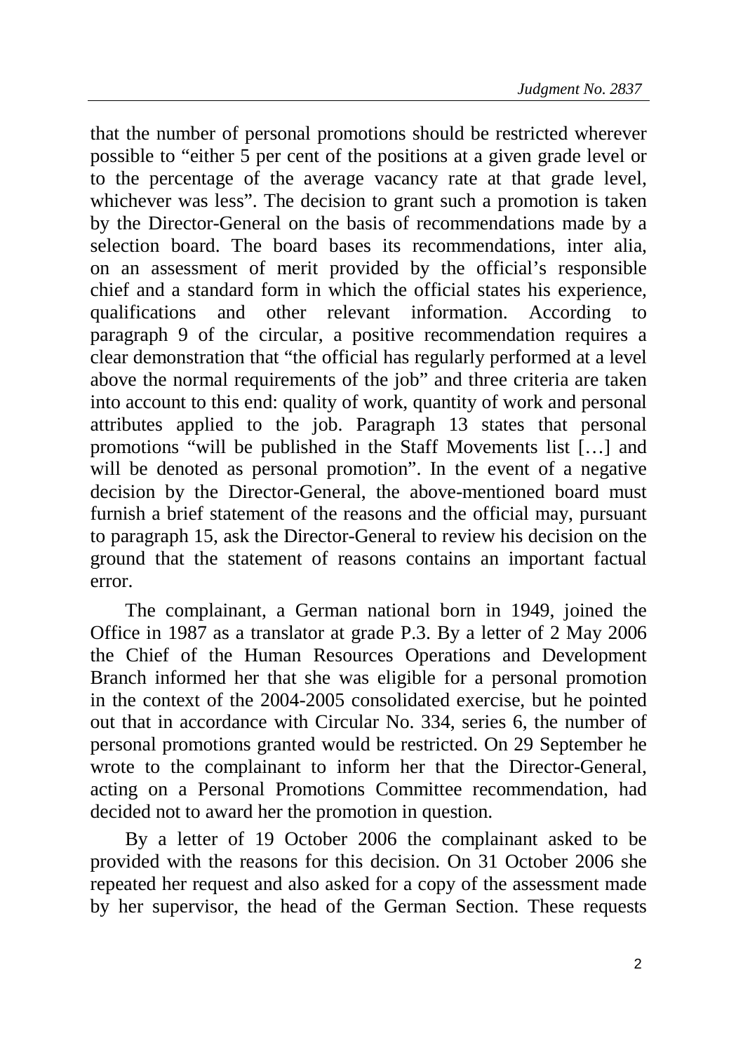that the number of personal promotions should be restricted wherever possible to "either 5 per cent of the positions at a given grade level or to the percentage of the average vacancy rate at that grade level, whichever was less". The decision to grant such a promotion is taken by the Director-General on the basis of recommendations made by a selection board. The board bases its recommendations, inter alia, on an assessment of merit provided by the official's responsible chief and a standard form in which the official states his experience, qualifications and other relevant information. According to paragraph 9 of the circular, a positive recommendation requires a clear demonstration that "the official has regularly performed at a level above the normal requirements of the job" and three criteria are taken into account to this end: quality of work, quantity of work and personal attributes applied to the job. Paragraph 13 states that personal promotions "will be published in the Staff Movements list […] and will be denoted as personal promotion". In the event of a negative decision by the Director-General, the above-mentioned board must furnish a brief statement of the reasons and the official may, pursuant to paragraph 15, ask the Director-General to review his decision on the ground that the statement of reasons contains an important factual error.

The complainant, a German national born in 1949, joined the Office in 1987 as a translator at grade P.3. By a letter of 2 May 2006 the Chief of the Human Resources Operations and Development Branch informed her that she was eligible for a personal promotion in the context of the 2004-2005 consolidated exercise, but he pointed out that in accordance with Circular No. 334, series 6, the number of personal promotions granted would be restricted. On 29 September he wrote to the complainant to inform her that the Director-General, acting on a Personal Promotions Committee recommendation, had decided not to award her the promotion in question.

By a letter of 19 October 2006 the complainant asked to be provided with the reasons for this decision. On 31 October 2006 she repeated her request and also asked for a copy of the assessment made by her supervisor, the head of the German Section. These requests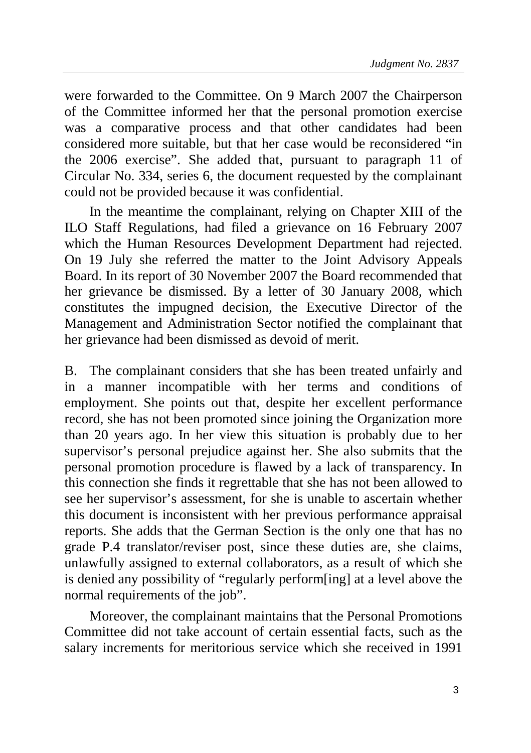were forwarded to the Committee. On 9 March 2007 the Chairperson of the Committee informed her that the personal promotion exercise was a comparative process and that other candidates had been considered more suitable, but that her case would be reconsidered "in the 2006 exercise". She added that, pursuant to paragraph 11 of Circular No. 334, series 6, the document requested by the complainant could not be provided because it was confidential.

In the meantime the complainant, relying on Chapter XIII of the ILO Staff Regulations, had filed a grievance on 16 February 2007 which the Human Resources Development Department had rejected. On 19 July she referred the matter to the Joint Advisory Appeals Board. In its report of 30 November 2007 the Board recommended that her grievance be dismissed. By a letter of 30 January 2008, which constitutes the impugned decision, the Executive Director of the Management and Administration Sector notified the complainant that her grievance had been dismissed as devoid of merit.

B. The complainant considers that she has been treated unfairly and in a manner incompatible with her terms and conditions of employment. She points out that, despite her excellent performance record, she has not been promoted since joining the Organization more than 20 years ago. In her view this situation is probably due to her supervisor's personal prejudice against her. She also submits that the personal promotion procedure is flawed by a lack of transparency. In this connection she finds it regrettable that she has not been allowed to see her supervisor's assessment, for she is unable to ascertain whether this document is inconsistent with her previous performance appraisal reports. She adds that the German Section is the only one that has no grade P.4 translator/reviser post, since these duties are, she claims, unlawfully assigned to external collaborators, as a result of which she is denied any possibility of "regularly perform[ing] at a level above the normal requirements of the job".

Moreover, the complainant maintains that the Personal Promotions Committee did not take account of certain essential facts, such as the salary increments for meritorious service which she received in 1991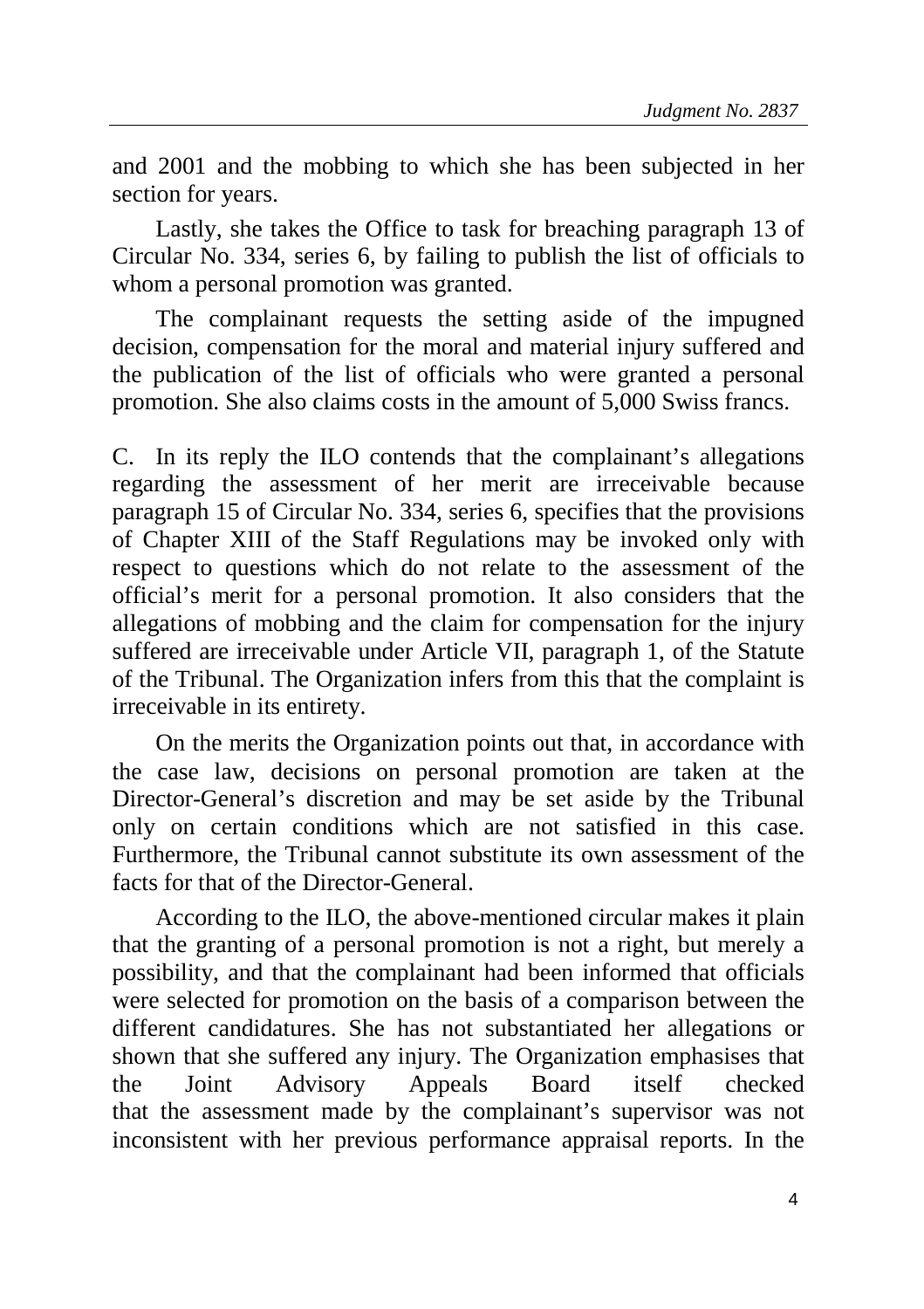and 2001 and the mobbing to which she has been subjected in her section for years.

Lastly, she takes the Office to task for breaching paragraph 13 of Circular No. 334, series 6, by failing to publish the list of officials to whom a personal promotion was granted.

The complainant requests the setting aside of the impugned decision, compensation for the moral and material injury suffered and the publication of the list of officials who were granted a personal promotion. She also claims costs in the amount of 5,000 Swiss francs.

C. In its reply the ILO contends that the complainant's allegations regarding the assessment of her merit are irreceivable because paragraph 15 of Circular No. 334, series 6, specifies that the provisions of Chapter XIII of the Staff Regulations may be invoked only with respect to questions which do not relate to the assessment of the official's merit for a personal promotion. It also considers that the allegations of mobbing and the claim for compensation for the injury suffered are irreceivable under Article VII, paragraph 1, of the Statute of the Tribunal. The Organization infers from this that the complaint is irreceivable in its entirety.

On the merits the Organization points out that, in accordance with the case law, decisions on personal promotion are taken at the Director-General's discretion and may be set aside by the Tribunal only on certain conditions which are not satisfied in this case. Furthermore, the Tribunal cannot substitute its own assessment of the facts for that of the Director-General.

According to the ILO, the above-mentioned circular makes it plain that the granting of a personal promotion is not a right, but merely a possibility, and that the complainant had been informed that officials were selected for promotion on the basis of a comparison between the different candidatures. She has not substantiated her allegations or shown that she suffered any injury. The Organization emphasises that the Joint Advisory Appeals Board itself checked that the assessment made by the complainant's supervisor was not inconsistent with her previous performance appraisal reports. In the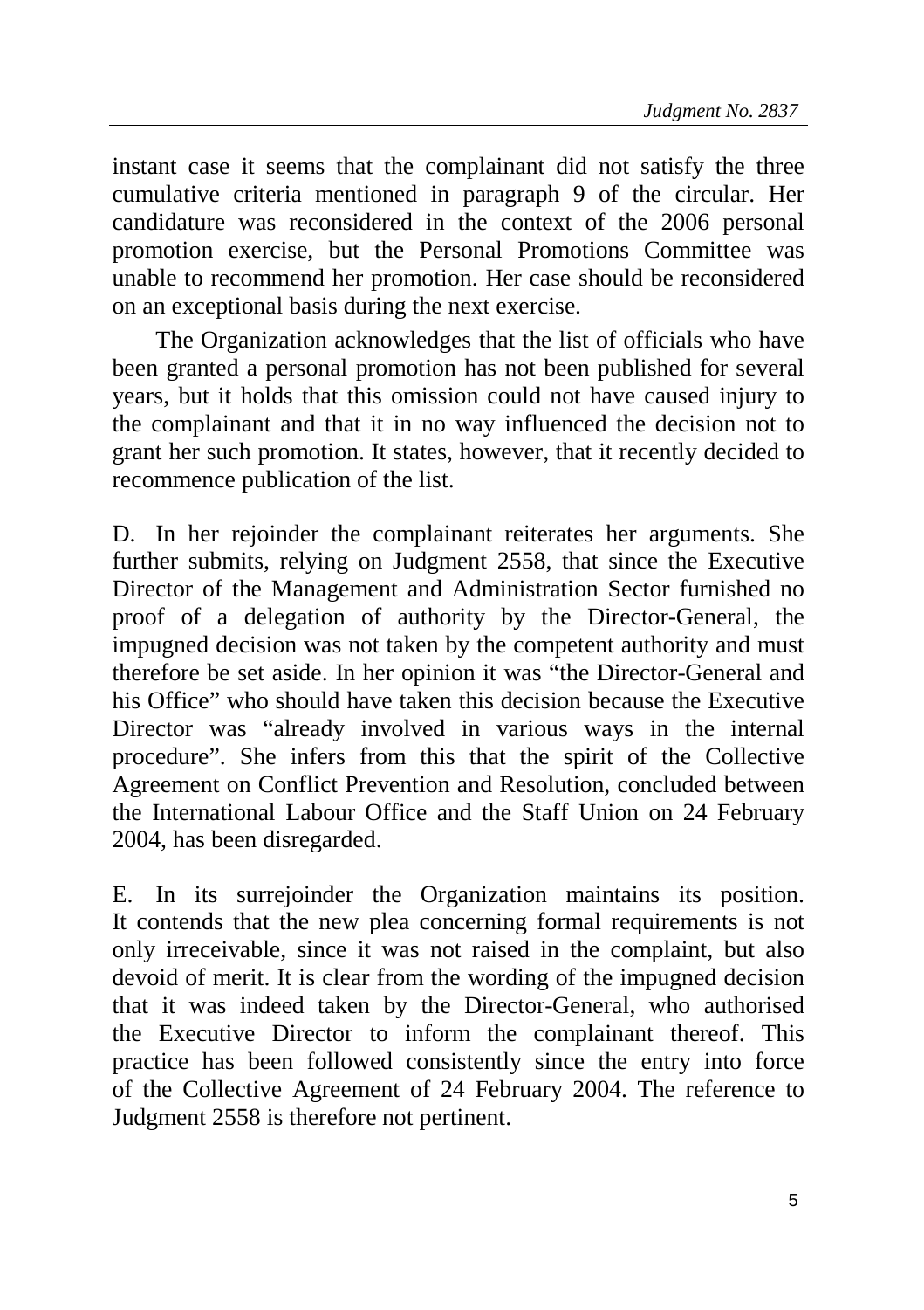instant case it seems that the complainant did not satisfy the three cumulative criteria mentioned in paragraph 9 of the circular. Her candidature was reconsidered in the context of the 2006 personal promotion exercise, but the Personal Promotions Committee was unable to recommend her promotion. Her case should be reconsidered on an exceptional basis during the next exercise.

The Organization acknowledges that the list of officials who have been granted a personal promotion has not been published for several years, but it holds that this omission could not have caused injury to the complainant and that it in no way influenced the decision not to grant her such promotion. It states, however, that it recently decided to recommence publication of the list.

D. In her rejoinder the complainant reiterates her arguments. She further submits, relying on Judgment 2558, that since the Executive Director of the Management and Administration Sector furnished no proof of a delegation of authority by the Director-General, the impugned decision was not taken by the competent authority and must therefore be set aside. In her opinion it was "the Director-General and his Office" who should have taken this decision because the Executive Director was "already involved in various ways in the internal procedure". She infers from this that the spirit of the Collective Agreement on Conflict Prevention and Resolution, concluded between the International Labour Office and the Staff Union on 24 February 2004, has been disregarded.

E. In its surrejoinder the Organization maintains its position. It contends that the new plea concerning formal requirements is not only irreceivable, since it was not raised in the complaint, but also devoid of merit. It is clear from the wording of the impugned decision that it was indeed taken by the Director-General, who authorised the Executive Director to inform the complainant thereof. This practice has been followed consistently since the entry into force of the Collective Agreement of 24 February 2004. The reference to Judgment 2558 is therefore not pertinent.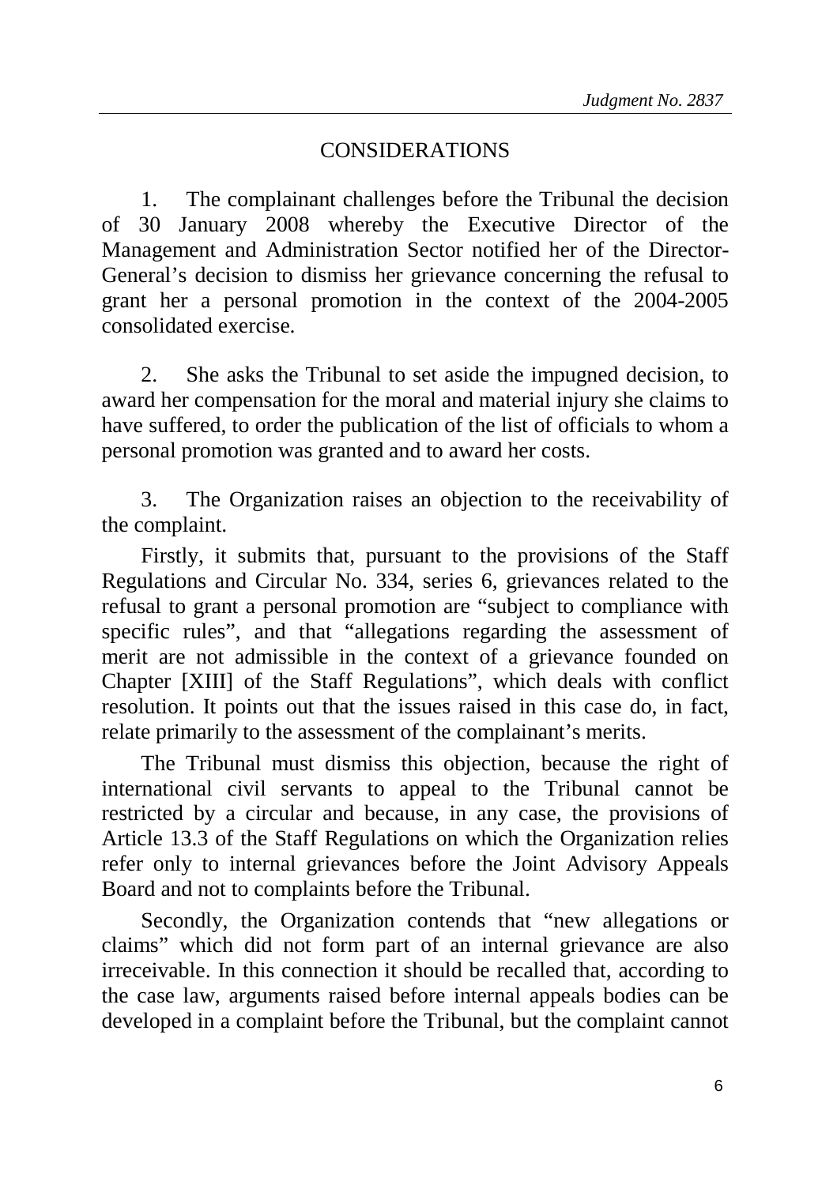## CONSIDERATIONS

1. The complainant challenges before the Tribunal the decision of 30 January 2008 whereby the Executive Director of the Management and Administration Sector notified her of the Director-General's decision to dismiss her grievance concerning the refusal to grant her a personal promotion in the context of the 2004-2005 consolidated exercise.

2. She asks the Tribunal to set aside the impugned decision, to award her compensation for the moral and material injury she claims to have suffered, to order the publication of the list of officials to whom a personal promotion was granted and to award her costs.

3. The Organization raises an objection to the receivability of the complaint.

Firstly, it submits that, pursuant to the provisions of the Staff Regulations and Circular No. 334, series 6, grievances related to the refusal to grant a personal promotion are "subject to compliance with specific rules", and that "allegations regarding the assessment of merit are not admissible in the context of a grievance founded on Chapter [XIII] of the Staff Regulations", which deals with conflict resolution. It points out that the issues raised in this case do, in fact, relate primarily to the assessment of the complainant's merits.

The Tribunal must dismiss this objection, because the right of international civil servants to appeal to the Tribunal cannot be restricted by a circular and because, in any case, the provisions of Article 13.3 of the Staff Regulations on which the Organization relies refer only to internal grievances before the Joint Advisory Appeals Board and not to complaints before the Tribunal.

Secondly, the Organization contends that "new allegations or claims" which did not form part of an internal grievance are also irreceivable. In this connection it should be recalled that, according to the case law, arguments raised before internal appeals bodies can be developed in a complaint before the Tribunal, but the complaint cannot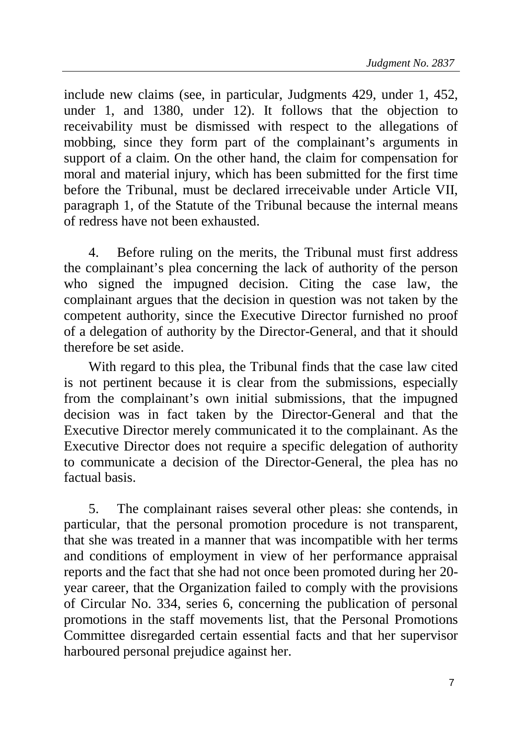include new claims (see, in particular, Judgments 429, under 1, 452, under 1, and 1380, under 12). It follows that the objection to receivability must be dismissed with respect to the allegations of mobbing, since they form part of the complainant's arguments in support of a claim. On the other hand, the claim for compensation for moral and material injury, which has been submitted for the first time before the Tribunal, must be declared irreceivable under Article VII, paragraph 1, of the Statute of the Tribunal because the internal means of redress have not been exhausted.

4. Before ruling on the merits, the Tribunal must first address the complainant's plea concerning the lack of authority of the person who signed the impugned decision. Citing the case law, the complainant argues that the decision in question was not taken by the competent authority, since the Executive Director furnished no proof of a delegation of authority by the Director-General, and that it should therefore be set aside.

With regard to this plea, the Tribunal finds that the case law cited is not pertinent because it is clear from the submissions, especially from the complainant's own initial submissions, that the impugned decision was in fact taken by the Director-General and that the Executive Director merely communicated it to the complainant. As the Executive Director does not require a specific delegation of authority to communicate a decision of the Director-General, the plea has no factual basis.

5. The complainant raises several other pleas: she contends, in particular, that the personal promotion procedure is not transparent, that she was treated in a manner that was incompatible with her terms and conditions of employment in view of her performance appraisal reports and the fact that she had not once been promoted during her 20-year career, that the Organization failed to comply with the provisions of Circular No. 334, series 6, concerning the publication of personal promotions in the staff movements list, that the Personal Promotions Committee disregarded certain essential facts and that her supervisor harboured personal prejudice against her.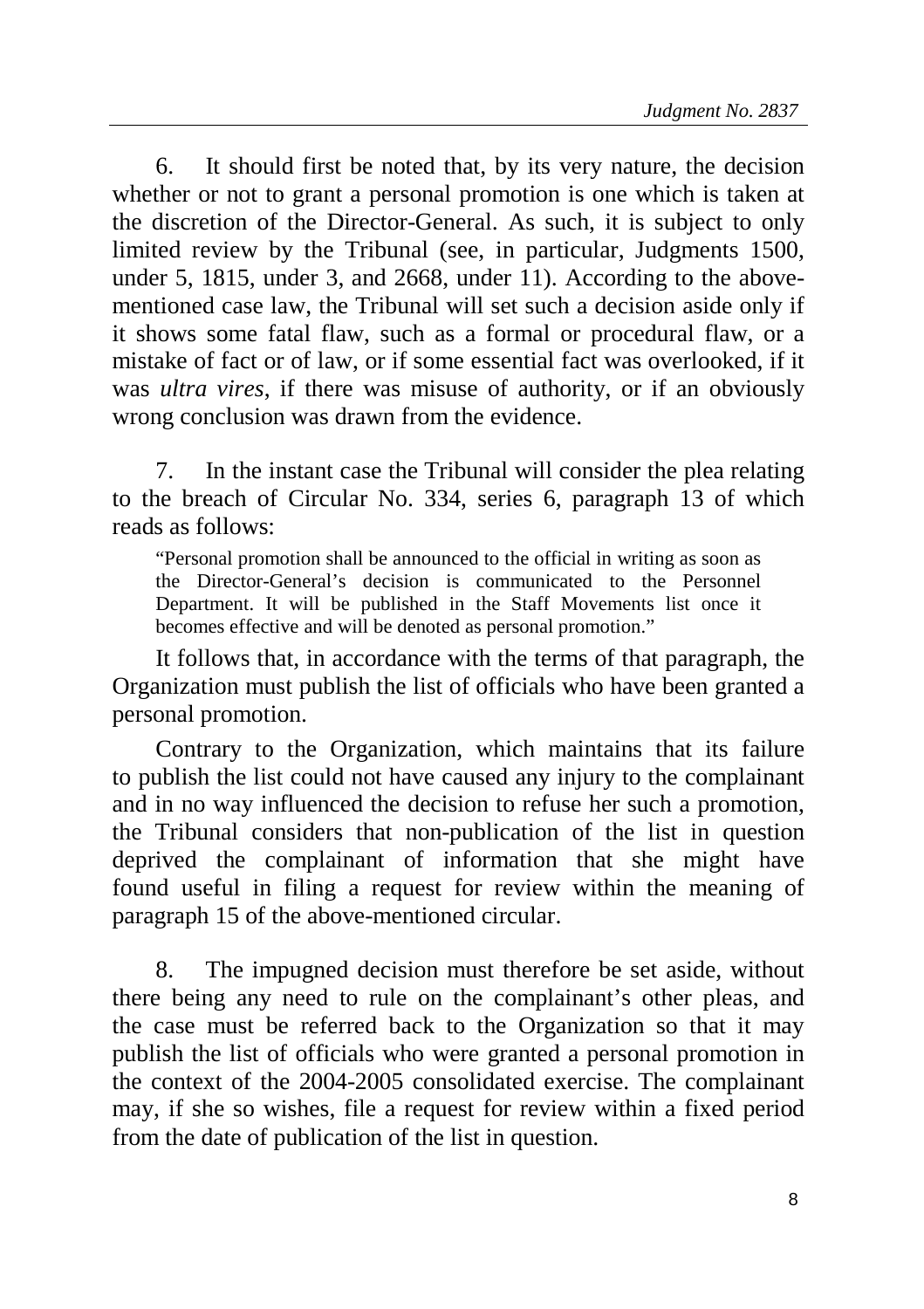6. It should first be noted that, by its very nature, the decision whether or not to grant a personal promotion is one which is taken at the discretion of the Director-General. As such, it is subject to only limited review by the Tribunal (see, in particular, Judgments 1500, under 5, 1815, under 3, and 2668, under 11). According to the above-mentioned case law, the Tribunal will set such a decision aside only if it shows some fatal flaw, such as a formal or procedural flaw, or a mistake of fact or of law, or if some essential fact was overlooked, if it was *ultra vires*, if there was misuse of authority, or if an obviously wrong conclusion was drawn from the evidence.

7. In the instant case the Tribunal will consider the plea relating to the breach of Circular No. 334, series 6, paragraph 13 of which reads as follows:

> "Personal promotion shall be announced to the official in writing as soon as the Director-General's decision is communicated to the Personnel Department. It will be published in the Staff Movements list once it becomes effective and will be denoted as personal promotion."

It follows that, in accordance with the terms of that paragraph, the Organization must publish the list of officials who have been granted a personal promotion.

Contrary to the Organization, which maintains that its failure to publish the list could not have caused any injury to the complainant and in no way influenced the decision to refuse her such a promotion, the Tribunal considers that non-publication of the list in question deprived the complainant of information that she might have found useful in filing a request for review within the meaning of paragraph 15 of the above-mentioned circular.

8. The impugned decision must therefore be set aside, without there being any need to rule on the complainant's other pleas, and the case must be referred back to the Organization so that it may publish the list of officials who were granted a personal promotion in the context of the 2004-2005 consolidated exercise. The complainant may, if she so wishes, file a request for review within a fixed period from the date of publication of the list in question.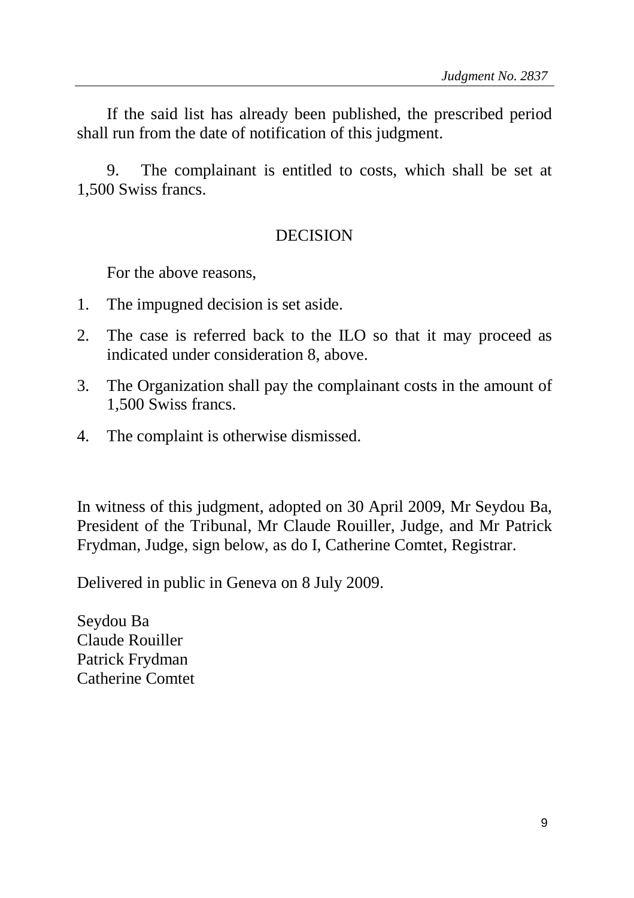If the said list has already been published, the prescribed period shall run from the date of notification of this judgment.

9. The complainant is entitled to costs, which shall be set at 1,500 Swiss francs.

## DECISION

For the above reasons,

1. The impugned decision is set aside.
2. The case is referred back to the ILO so that it may proceed as indicated under consideration 8, above.
3. The Organization shall pay the complainant costs in the amount of 1,500 Swiss francs.
4. The complaint is otherwise dismissed.

In witness of this judgment, adopted on 30 April 2009, Mr Seydou Ba, President of the Tribunal, Mr Claude Rouiller, Judge, and Mr Patrick Frydman, Judge, sign below, as do I, Catherine Comtet, Registrar.

Delivered in public in Geneva on 8 July 2009.

Seydou Ba
Claude Rouiller
Patrick Frydman
Catherine Comtet